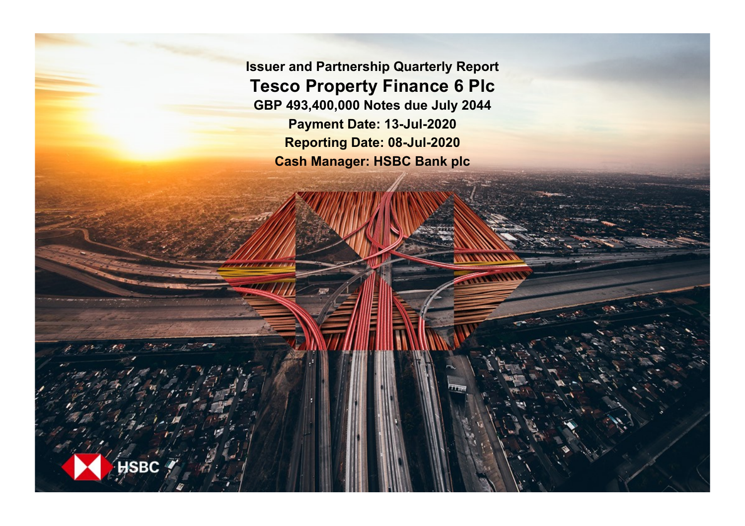# Issuer and Partnership Quarterly Report

## Tesco Property Finance 6 Plc

**GBP 493,400,000 Notes due July 2044**

**Payment Date: 13-Jul-2020**

**Reporting Date: 08-Jul-2020**

**Cash Manager: HSBC Bank plc**

HSBC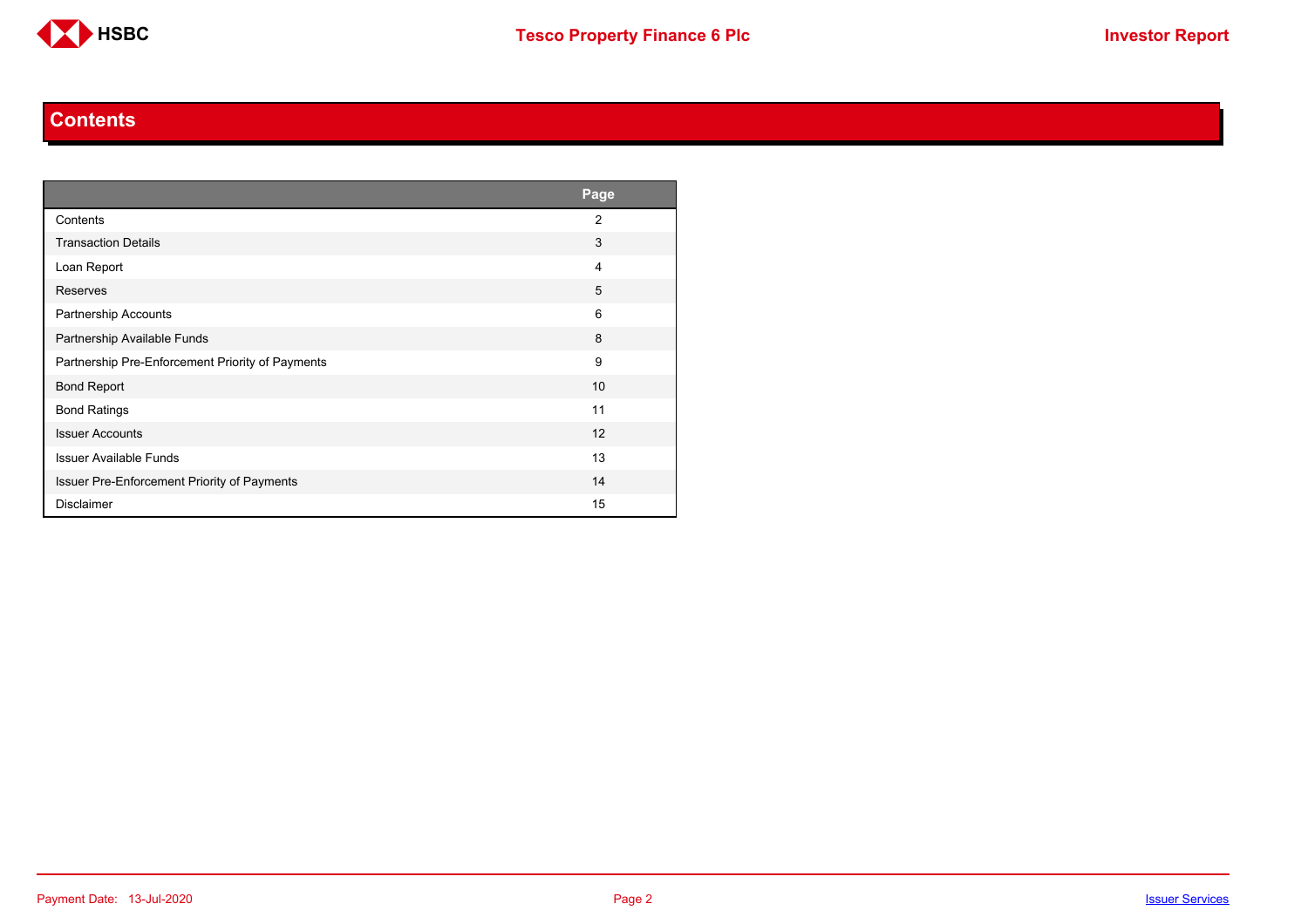# Contents

| | Page |
|---|---|
| Contents | 2 |
| Transaction Details | 3 |
| Loan Report | 4 |
| Reserves | 5 |
| Partnership Accounts | 6 |
| Partnership Available Funds | 8 |
| Partnership Pre-Enforcement Priority of Payments | 9 |
| Bond Report | 10 |
| Bond Ratings | 11 |
| Issuer Accounts | 12 |
| Issuer Available Funds | 13 |
| Issuer Pre-Enforcement Priority of Payments | 14 |
| Disclaimer | 15 |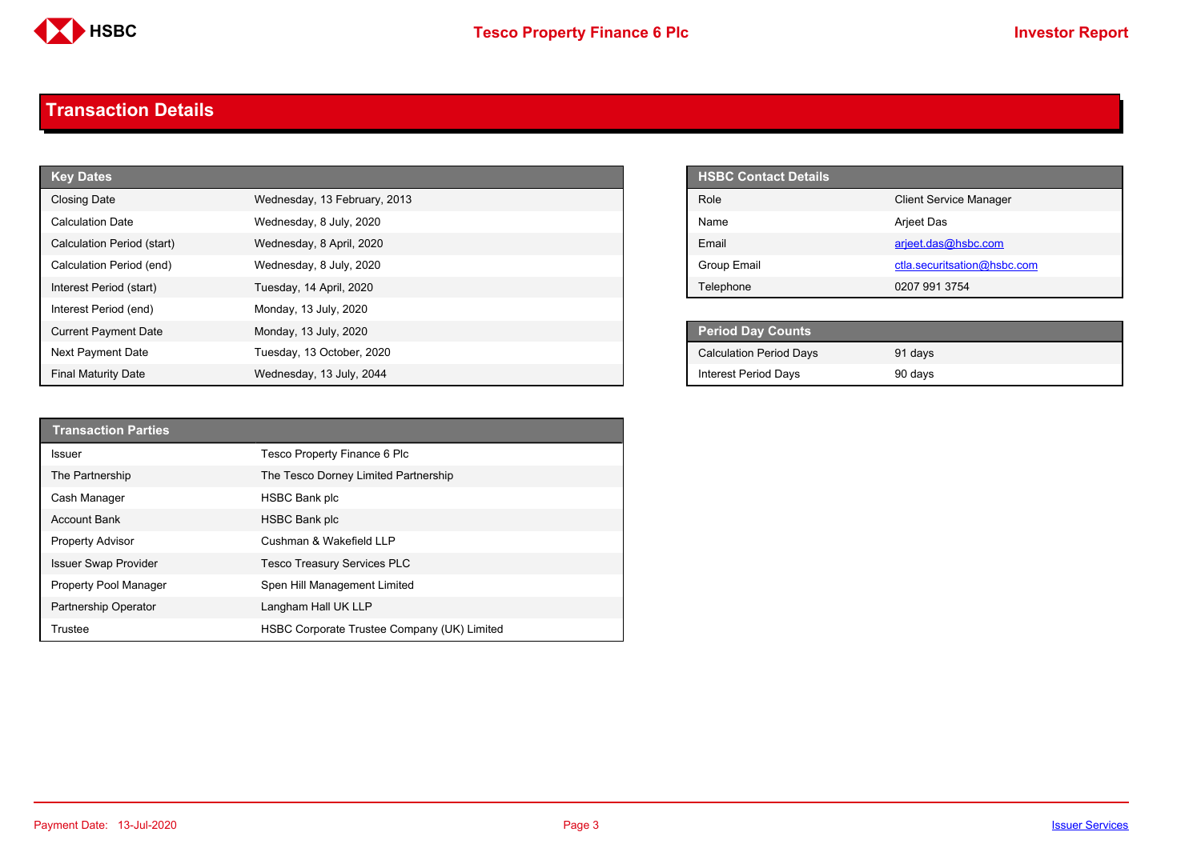# Transaction Details

| Key Dates | |
|---|---|
| Closing Date | Wednesday, 13 February, 2013 |
| Calculation Date | Wednesday, 8 July, 2020 |
| Calculation Period (start) | Wednesday, 8 April, 2020 |
| Calculation Period (end) | Wednesday, 8 July, 2020 |
| Interest Period (start) | Tuesday, 14 April, 2020 |
| Interest Period (end) | Monday, 13 July, 2020 |
| Current Payment Date | Monday, 13 July, 2020 |
| Next Payment Date | Tuesday, 13 October, 2020 |
| Final Maturity Date | Wednesday, 13 July, 2044 |

| HSBC Contact Details | |
|---|---|
| Role | Client Service Manager |
| Name | Arjeet Das |
| Email | arjeet.das@hsbc.com |
| Group Email | ctla.securitsation@hsbc.com |
| Telephone | 0207 991 3754 |

| Period Day Counts | |
|---|---|
| Calculation Period Days | 91 days |
| Interest Period Days | 90 days |

| Transaction Parties | |
|---|---|
| Issuer | Tesco Property Finance 6 Plc |
| The Partnership | The Tesco Dorney Limited Partnership |
| Cash Manager | HSBC Bank plc |
| Account Bank | HSBC Bank plc |
| Property Advisor | Cushman & Wakefield LLP |
| Issuer Swap Provider | Tesco Treasury Services PLC |
| Property Pool Manager | Spen Hill Management Limited |
| Partnership Operator | Langham Hall UK LLP |
| Trustee | HSBC Corporate Trustee Company (UK) Limited |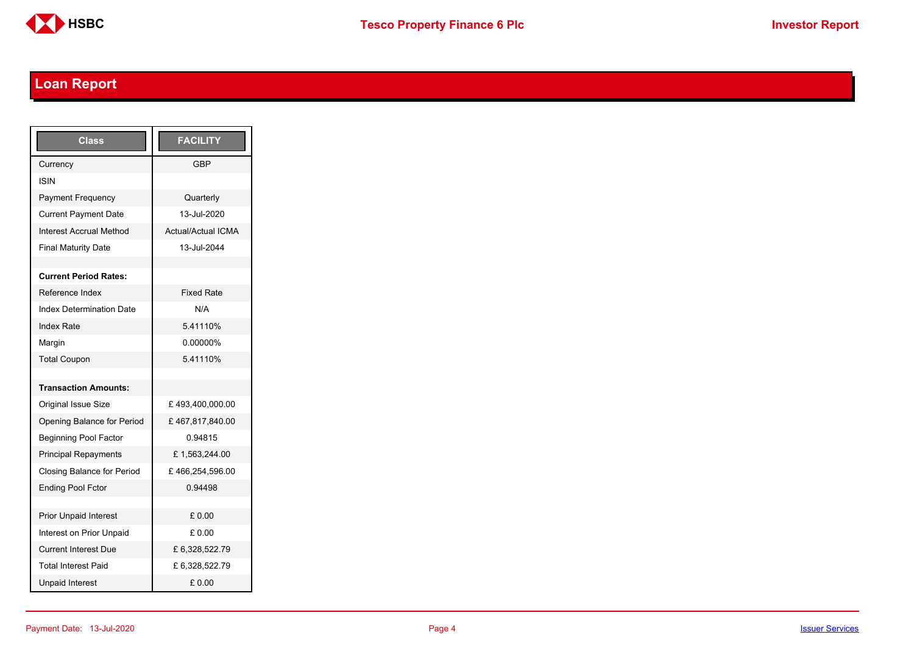## Loan Report

| Class | FACILITY |
|---|---|
| Currency | GBP |
| ISIN | |
| Payment Frequency | Quarterly |
| Current Payment Date | 13-Jul-2020 |
| Interest Accrual Method | Actual/Actual ICMA |
| Final Maturity Date | 13-Jul-2044 |
| | |
| **Current Period Rates:** | |
| Reference Index | Fixed Rate |
| Index Determination Date | N/A |
| Index Rate | 5.41110% |
| Margin | 0.00000% |
| Total Coupon | 5.41110% |
| | |
| **Transaction Amounts:** | |
| Original Issue Size | £ 493,400,000.00 |
| Opening Balance for Period | £ 467,817,840.00 |
| Beginning Pool Factor | 0.94815 |
| Principal Repayments | £ 1,563,244.00 |
| Closing Balance for Period | £ 466,254,596.00 |
| Ending Pool Fctor | 0.94498 |
| | |
| Prior Unpaid Interest | £ 0.00 |
| Interest on Prior Unpaid | £ 0.00 |
| Current Interest Due | £ 6,328,522.79 |
| Total Interest Paid | £ 6,328,522.79 |
| Unpaid Interest | £ 0.00 |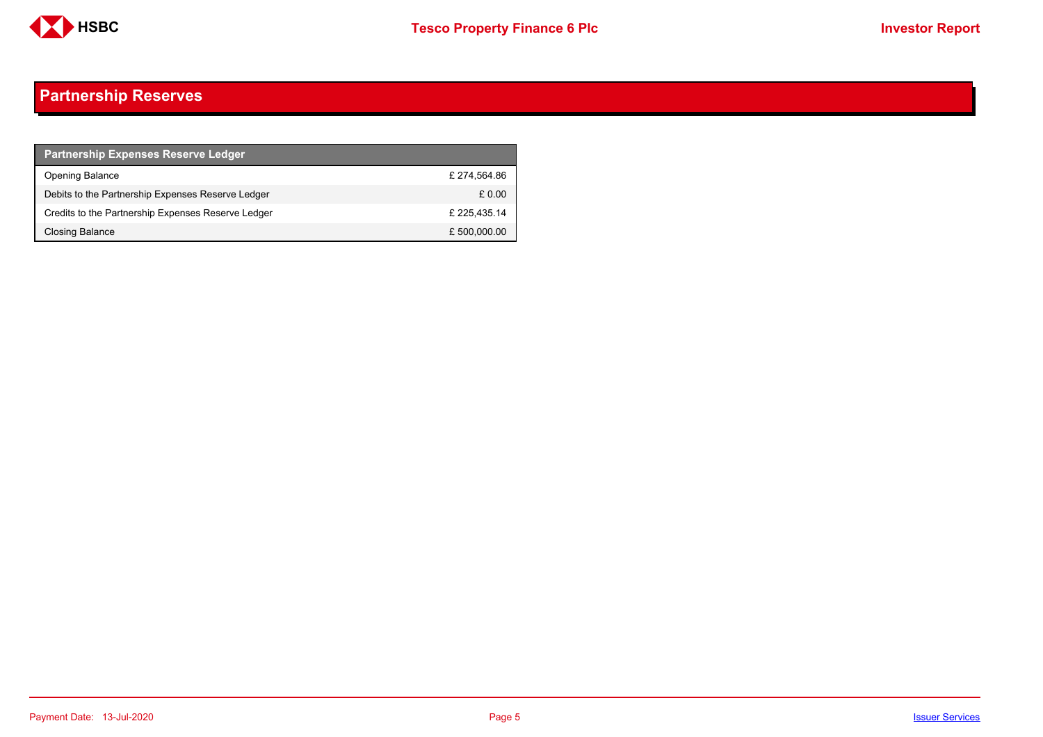## Partnership Reserves

| Partnership Expenses Reserve Ledger | |
| --- | --- |
| Opening Balance | £ 274,564.86 |
| Debits to the Partnership Expenses Reserve Ledger | £ 0.00 |
| Credits to the Partnership Expenses Reserve Ledger | £ 225,435.14 |
| Closing Balance | £ 500,000.00 |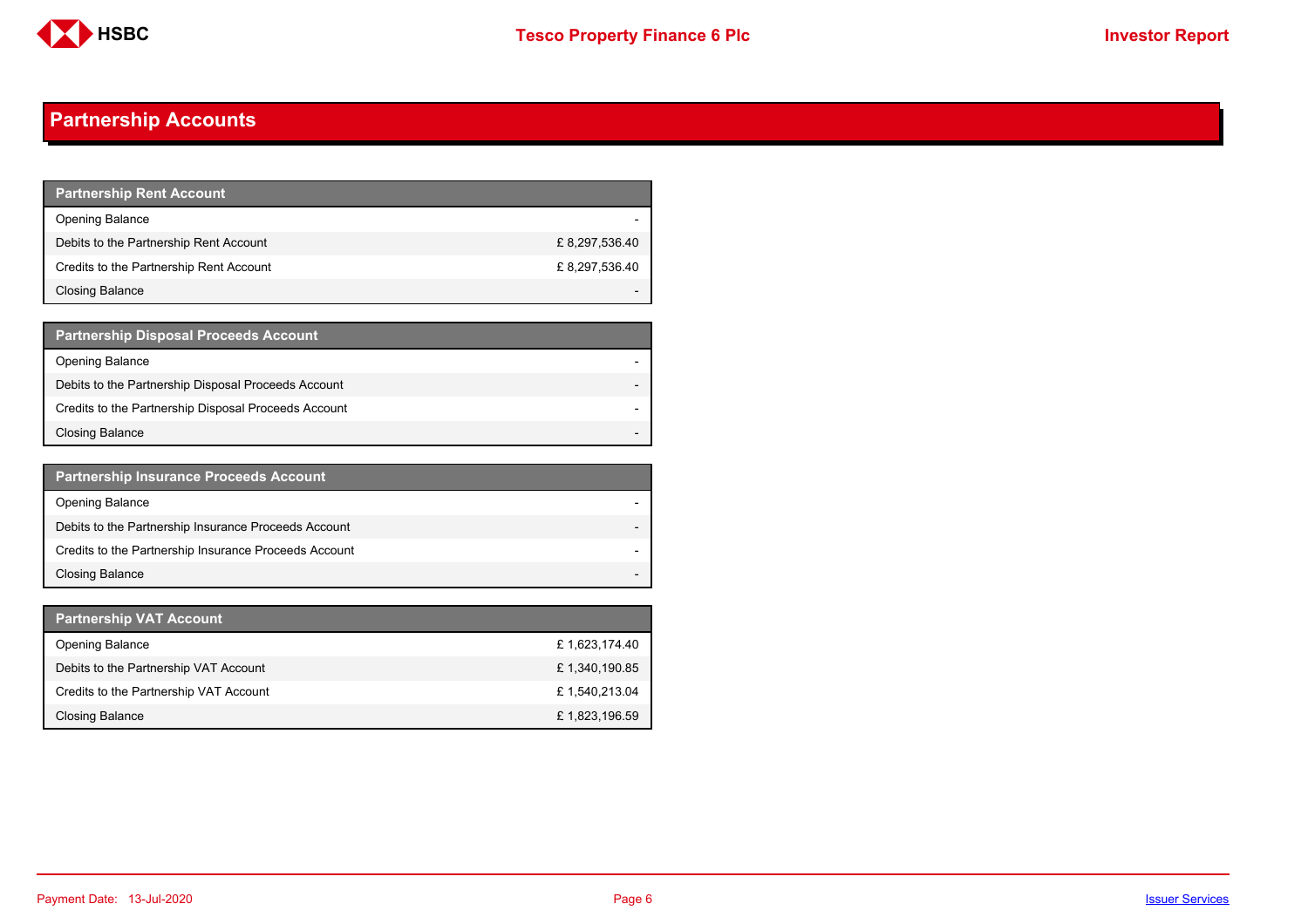# Partnership Accounts

| Partnership Rent Account | |
|---|---|
| Opening Balance | - |
| Debits to the Partnership Rent Account | £ 8,297,536.40 |
| Credits to the Partnership Rent Account | £ 8,297,536.40 |
| Closing Balance | - |

| Partnership Disposal Proceeds Account | |
|---|---|
| Opening Balance | - |
| Debits to the Partnership Disposal Proceeds Account | - |
| Credits to the Partnership Disposal Proceeds Account | - |
| Closing Balance | - |

| Partnership Insurance Proceeds Account | |
|---|---|
| Opening Balance | - |
| Debits to the Partnership Insurance Proceeds Account | - |
| Credits to the Partnership Insurance Proceeds Account | - |
| Closing Balance | - |

| Partnership VAT Account | |
|---|---|
| Opening Balance | £ 1,623,174.40 |
| Debits to the Partnership VAT Account | £ 1,340,190.85 |
| Credits to the Partnership VAT Account | £ 1,540,213.04 |
| Closing Balance | £ 1,823,196.59 |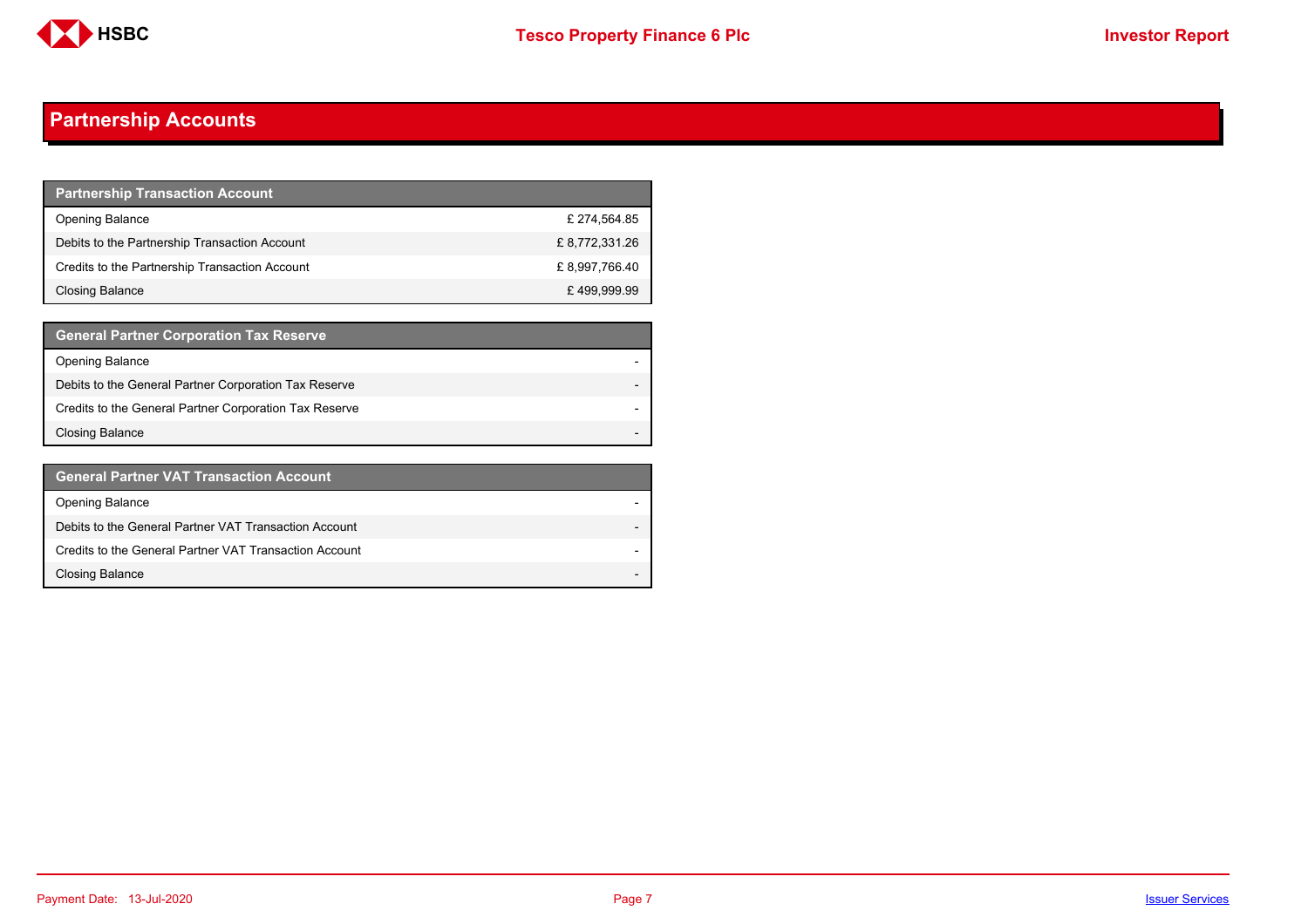## Partnership Accounts

| Partnership Transaction Account | |
|---|---|
| Opening Balance | £ 274,564.85 |
| Debits to the Partnership Transaction Account | £ 8,772,331.26 |
| Credits to the Partnership Transaction Account | £ 8,997,766.40 |
| Closing Balance | £ 499,999.99 |

| General Partner Corporation Tax Reserve | |
|---|---|
| Opening Balance | - |
| Debits to the General Partner Corporation Tax Reserve | - |
| Credits to the General Partner Corporation Tax Reserve | - |
| Closing Balance | - |

| General Partner VAT Transaction Account | |
|---|---|
| Opening Balance | - |
| Debits to the General Partner VAT Transaction Account | - |
| Credits to the General Partner VAT Transaction Account | - |
| Closing Balance | - |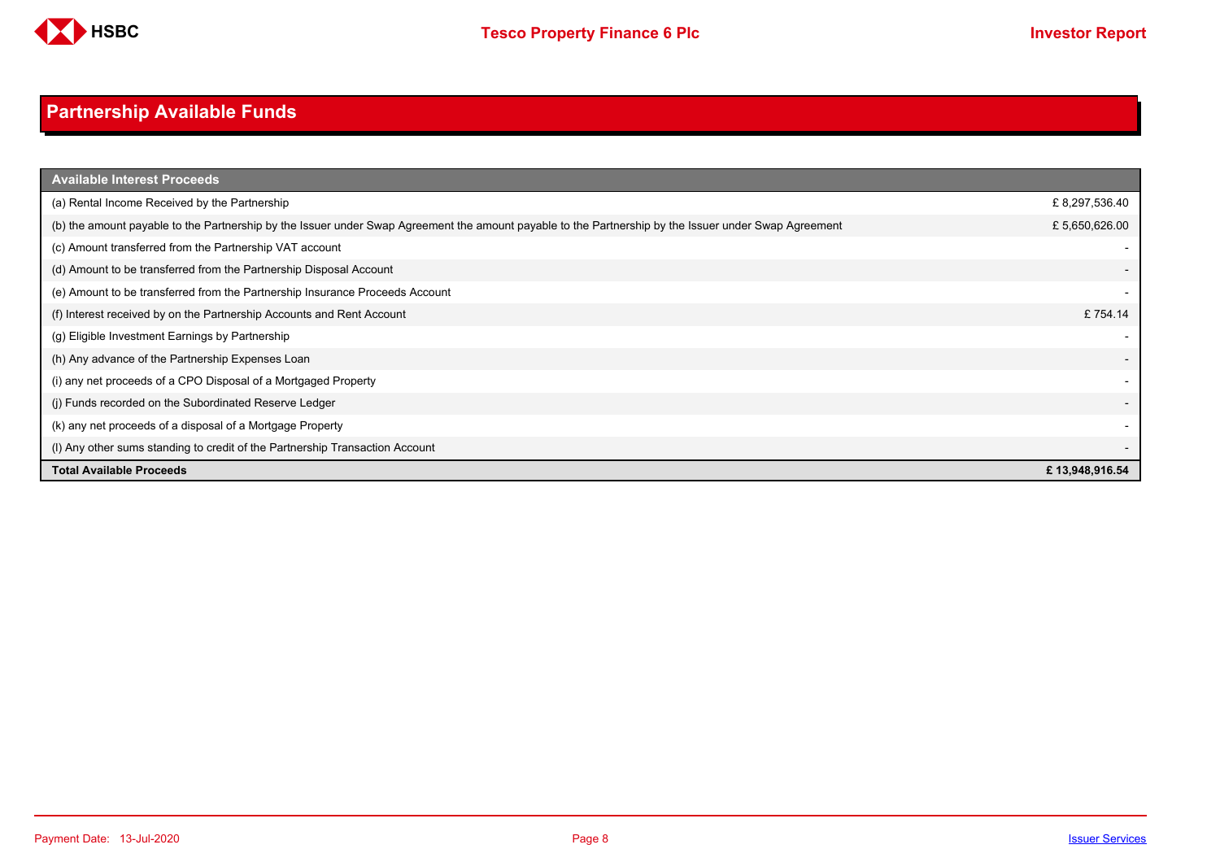# Partnership Available Funds

| Available Interest Proceeds | |
|---|---|
| (a) Rental Income Received by the Partnership | £ 8,297,536.40 |
| (b) the amount payable to the Partnership by the Issuer under Swap Agreement the amount payable to the Partnership by the Issuer under Swap Agreement | £ 5,650,626.00 |
| (c) Amount transferred from the Partnership VAT account | - |
| (d) Amount to be transferred from the Partnership Disposal Account | - |
| (e) Amount to be transferred from the Partnership Insurance Proceeds Account | - |
| (f) Interest received by on the Partnership Accounts and Rent Account | £ 754.14 |
| (g) Eligible Investment Earnings by Partnership | - |
| (h) Any advance of the Partnership Expenses Loan | - |
| (i) any net proceeds of a CPO Disposal of a Mortgaged Property | - |
| (j) Funds recorded on the Subordinated Reserve Ledger | - |
| (k) any net proceeds of a disposal of a Mortgage Property | - |
| (l) Any other sums standing to credit of the Partnership Transaction Account | - |
| **Total Available Proceeds** | **£ 13,948,916.54** |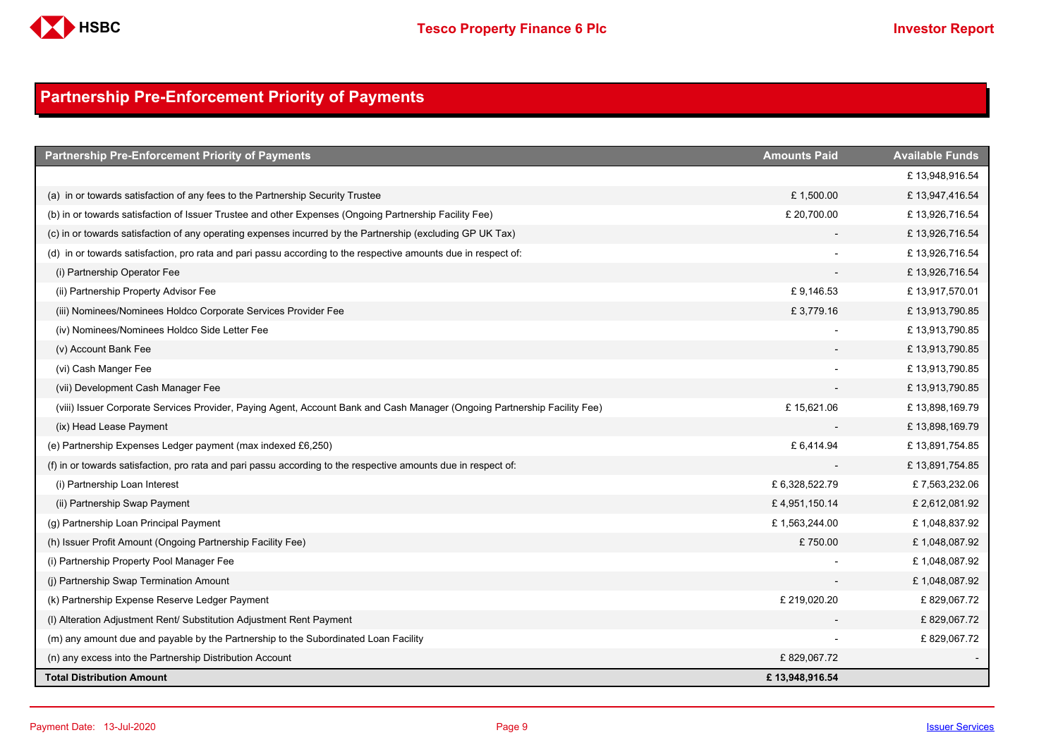## Partnership Pre-Enforcement Priority of Payments

| Partnership Pre-Enforcement Priority of Payments | Amounts Paid | Available Funds |
|---|---|---|
| | | £ 13,948,916.54 |
| (a) in or towards satisfaction of any fees to the Partnership Security Trustee | £ 1,500.00 | £ 13,947,416.54 |
| (b) in or towards satisfaction of Issuer Trustee and other Expenses (Ongoing Partnership Facility Fee) | £ 20,700.00 | £ 13,926,716.54 |
| (c) in or towards satisfaction of any operating expenses incurred by the Partnership (excluding GP UK Tax) | - | £ 13,926,716.54 |
| (d) in or towards satisfaction, pro rata and pari passu according to the respective amounts due in respect of: | - | £ 13,926,716.54 |
| (i) Partnership Operator Fee | - | £ 13,926,716.54 |
| (ii) Partnership Property Advisor Fee | £ 9,146.53 | £ 13,917,570.01 |
| (iii) Nominees/Nominees Holdco Corporate Services Provider Fee | £ 3,779.16 | £ 13,913,790.85 |
| (iv) Nominees/Nominees Holdco Side Letter Fee | - | £ 13,913,790.85 |
| (v) Account Bank Fee | - | £ 13,913,790.85 |
| (vi) Cash Manger Fee | - | £ 13,913,790.85 |
| (vii) Development Cash Manager Fee | - | £ 13,913,790.85 |
| (viii) Issuer Corporate Services Provider, Paying Agent, Account Bank and Cash Manager (Ongoing Partnership Facility Fee) | £ 15,621.06 | £ 13,898,169.79 |
| (ix) Head Lease Payment | - | £ 13,898,169.79 |
| (e) Partnership Expenses Ledger payment (max indexed £6,250) | £ 6,414.94 | £ 13,891,754.85 |
| (f) in or towards satisfaction, pro rata and pari passu according to the respective amounts due in respect of: | - | £ 13,891,754.85 |
| (i) Partnership Loan Interest | £ 6,328,522.79 | £ 7,563,232.06 |
| (ii) Partnership Swap Payment | £ 4,951,150.14 | £ 2,612,081.92 |
| (g) Partnership Loan Principal Payment | £ 1,563,244.00 | £ 1,048,837.92 |
| (h) Issuer Profit Amount (Ongoing Partnership Facility Fee) | £ 750.00 | £ 1,048,087.92 |
| (i) Partnership Property Pool Manager Fee | - | £ 1,048,087.92 |
| (j) Partnership Swap Termination Amount | - | £ 1,048,087.92 |
| (k) Partnership Expense Reserve Ledger Payment | £ 219,020.20 | £ 829,067.72 |
| (l) Alteration Adjustment Rent/ Substitution Adjustment Rent Payment | - | £ 829,067.72 |
| (m) any amount due and payable by the Partnership to the Subordinated Loan Facility | - | £ 829,067.72 |
| (n) any excess into the Partnership Distribution Account | £ 829,067.72 | - |
| **Total Distribution Amount** | **£ 13,948,916.54** | |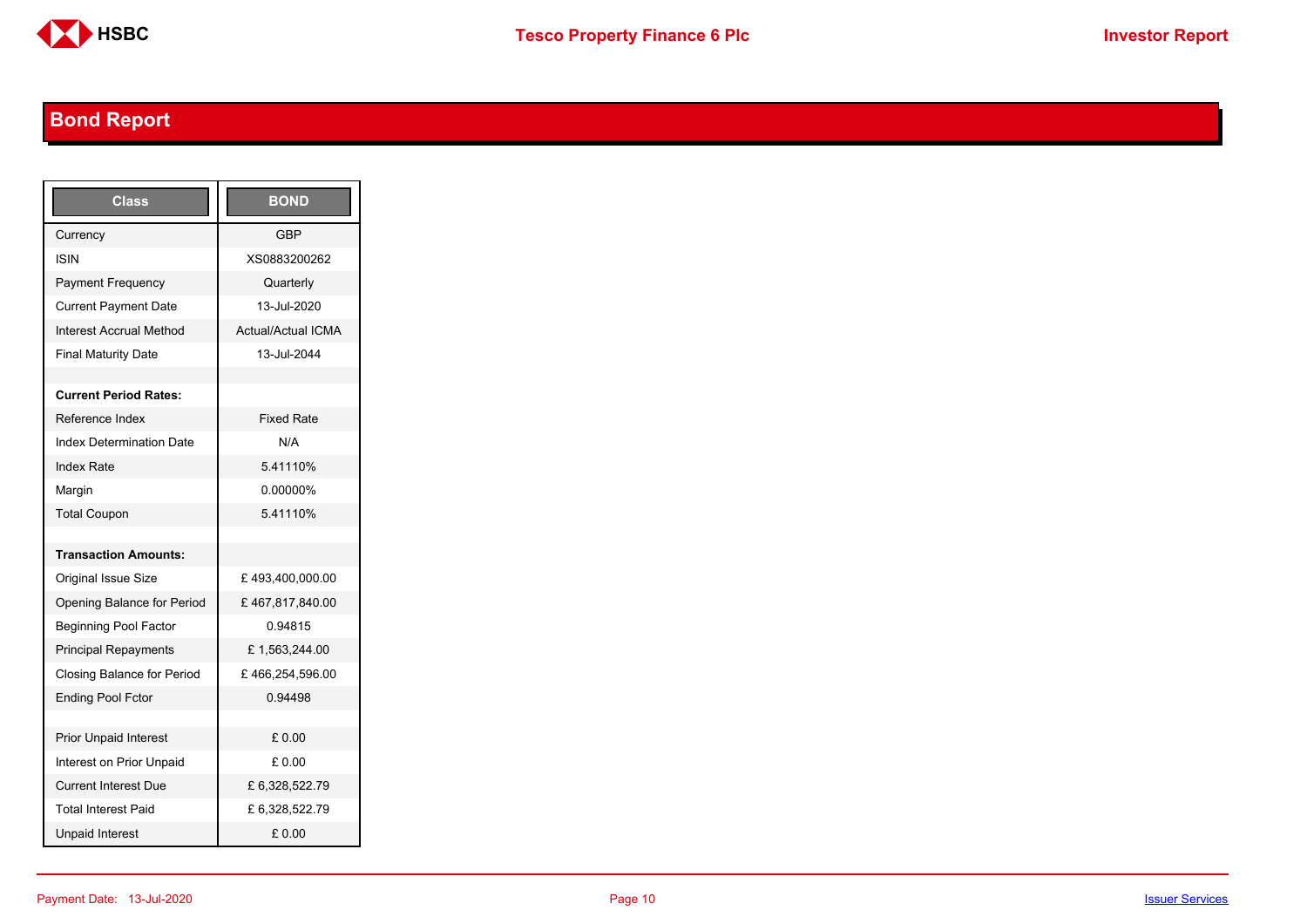## Bond Report

| Class | BOND |
|---|---|
| Currency | GBP |
| ISIN | XS0883200262 |
| Payment Frequency | Quarterly |
| Current Payment Date | 13-Jul-2020 |
| Interest Accrual Method | Actual/Actual ICMA |
| Final Maturity Date | 13-Jul-2044 |
| | |
| **Current Period Rates:** | |
| Reference Index | Fixed Rate |
| Index Determination Date | N/A |
| Index Rate | 5.41110% |
| Margin | 0.00000% |
| Total Coupon | 5.41110% |
| | |
| **Transaction Amounts:** | |
| Original Issue Size | £ 493,400,000.00 |
| Opening Balance for Period | £ 467,817,840.00 |
| Beginning Pool Factor | 0.94815 |
| Principal Repayments | £ 1,563,244.00 |
| Closing Balance for Period | £ 466,254,596.00 |
| Ending Pool Fctor | 0.94498 |
| | |
| Prior Unpaid Interest | £ 0.00 |
| Interest on Prior Unpaid | £ 0.00 |
| Current Interest Due | £ 6,328,522.79 |
| Total Interest Paid | £ 6,328,522.79 |
| Unpaid Interest | £ 0.00 |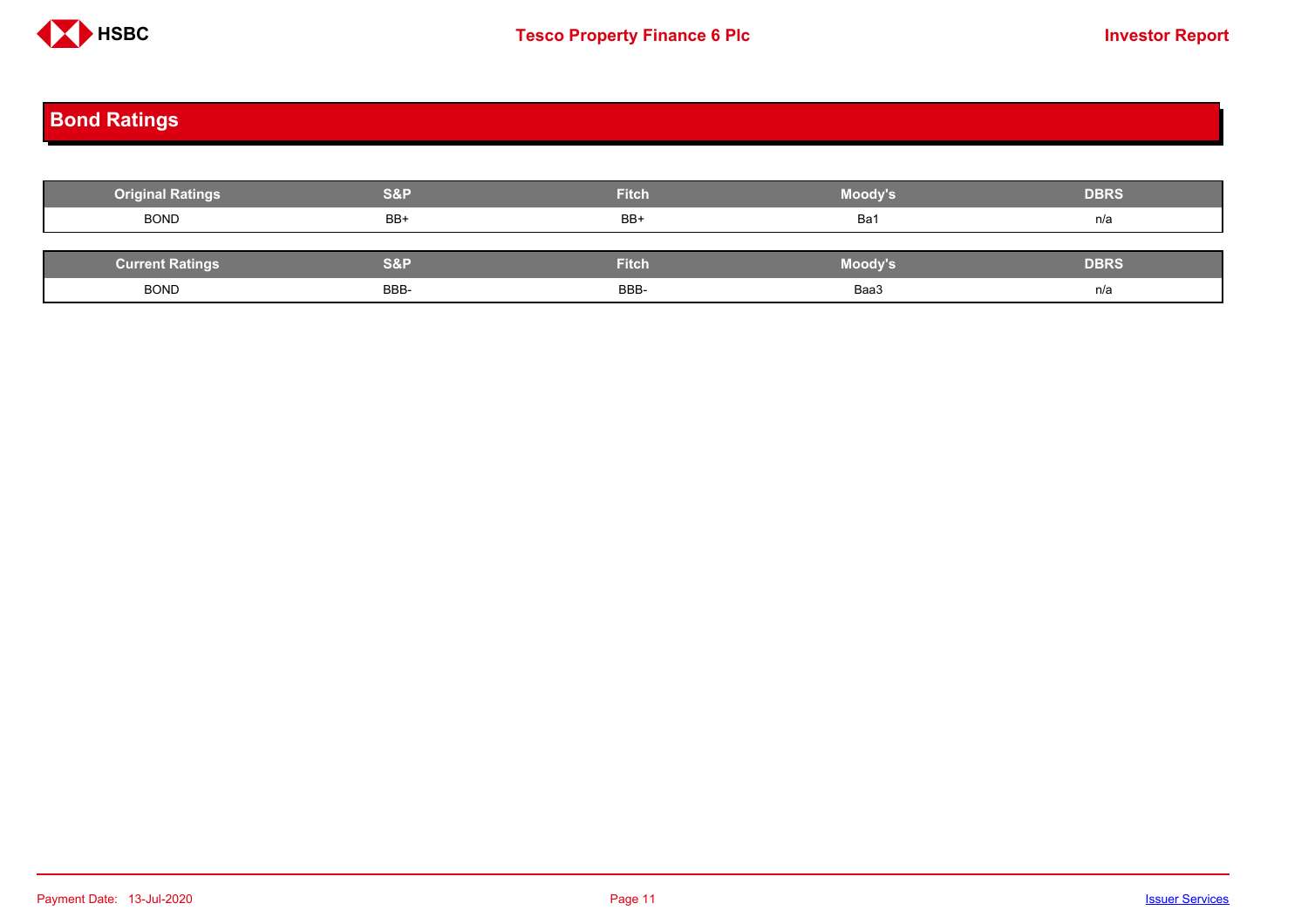## Bond Ratings

| Original Ratings | S&P | Fitch | Moody's | DBRS |
|---|---|---|---|---|
| BOND | BB+ | BB+ | Ba1 | n/a |

| Current Ratings | S&P | Fitch | Moody's | DBRS |
|---|---|---|---|---|
| BOND | BBB- | BBB- | Baa3 | n/a |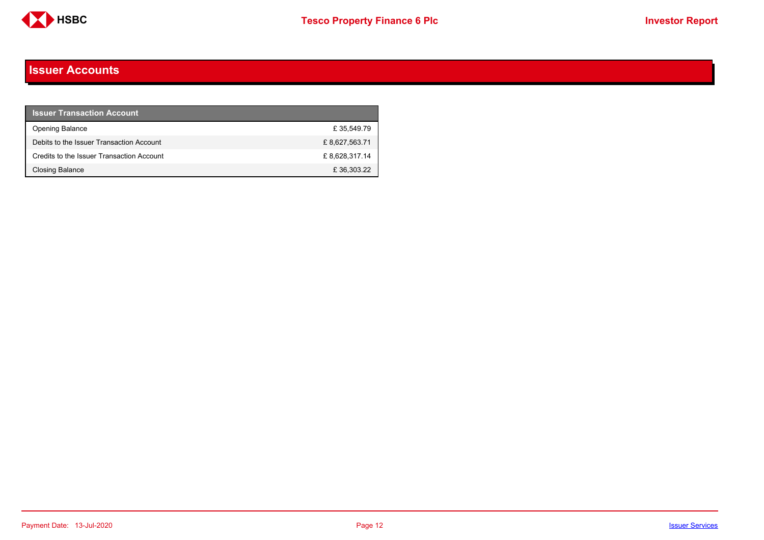# Issuer Accounts

| Issuer Transaction Account | |
|---|---|
| Opening Balance | £ 35,549.79 |
| Debits to the Issuer Transaction Account | £ 8,627,563.71 |
| Credits to the Issuer Transaction Account | £ 8,628,317.14 |
| Closing Balance | £ 36,303.22 |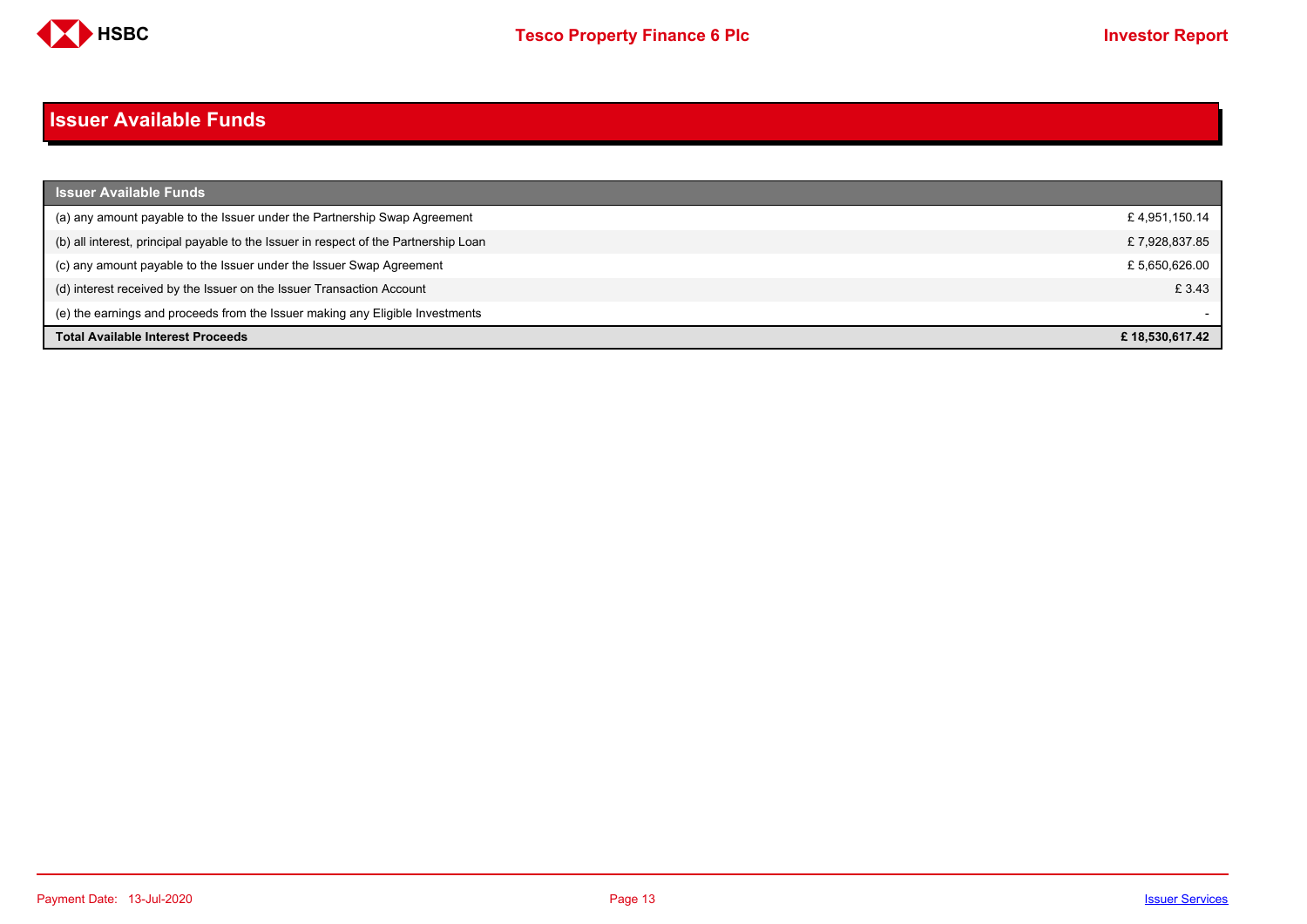# Issuer Available Funds

| Issuer Available Funds | |
|---|---|
| (a) any amount payable to the Issuer under the Partnership Swap Agreement | £ 4,951,150.14 |
| (b) all interest, principal payable to the Issuer in respect of the Partnership Loan | £ 7,928,837.85 |
| (c) any amount payable to the Issuer under the Issuer Swap Agreement | £ 5,650,626.00 |
| (d) interest received by the Issuer on the Issuer Transaction Account | £ 3.43 |
| (e) the earnings and proceeds from the Issuer making any Eligible Investments | - |
| **Total Available Interest Proceeds** | **£ 18,530,617.42** |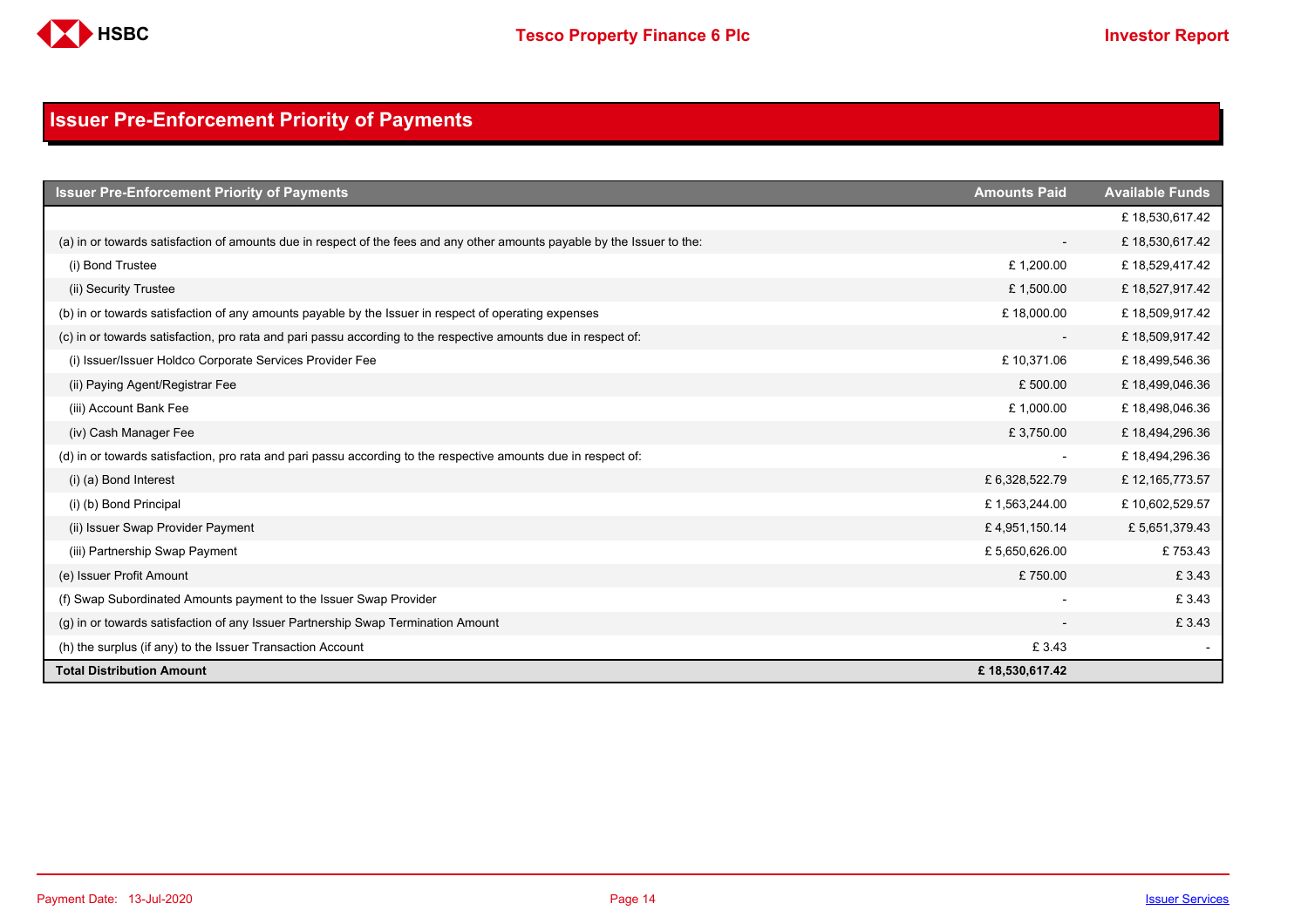# Issuer Pre-Enforcement Priority of Payments

| Issuer Pre-Enforcement Priority of Payments | Amounts Paid | Available Funds |
|---|---|---|
| | | £ 18,530,617.42 |
| (a) in or towards satisfaction of amounts due in respect of the fees and any other amounts payable by the Issuer to the: | - | £ 18,530,617.42 |
| (i) Bond Trustee | £ 1,200.00 | £ 18,529,417.42 |
| (ii) Security Trustee | £ 1,500.00 | £ 18,527,917.42 |
| (b) in or towards satisfaction of any amounts payable by the Issuer in respect of operating expenses | £ 18,000.00 | £ 18,509,917.42 |
| (c) in or towards satisfaction, pro rata and pari passu according to the respective amounts due in respect of: | - | £ 18,509,917.42 |
| (i) Issuer/Issuer Holdco Corporate Services Provider Fee | £ 10,371.06 | £ 18,499,546.36 |
| (ii) Paying Agent/Registrar Fee | £ 500.00 | £ 18,499,046.36 |
| (iii) Account Bank Fee | £ 1,000.00 | £ 18,498,046.36 |
| (iv) Cash Manager Fee | £ 3,750.00 | £ 18,494,296.36 |
| (d) in or towards satisfaction, pro rata and pari passu according to the respective amounts due in respect of: | - | £ 18,494,296.36 |
| (i) (a) Bond Interest | £ 6,328,522.79 | £ 12,165,773.57 |
| (i) (b) Bond Principal | £ 1,563,244.00 | £ 10,602,529.57 |
| (ii) Issuer Swap Provider Payment | £ 4,951,150.14 | £ 5,651,379.43 |
| (iii) Partnership Swap Payment | £ 5,650,626.00 | £ 753.43 |
| (e) Issuer Profit Amount | £ 750.00 | £ 3.43 |
| (f) Swap Subordinated Amounts payment to the Issuer Swap Provider | - | £ 3.43 |
| (g) in or towards satisfaction of any Issuer Partnership Swap Termination Amount | - | £ 3.43 |
| (h) the surplus (if any) to the Issuer Transaction Account | £ 3.43 | - |
| **Total Distribution Amount** | **£ 18,530,617.42** | |

Payment Date: 13-Jul-2020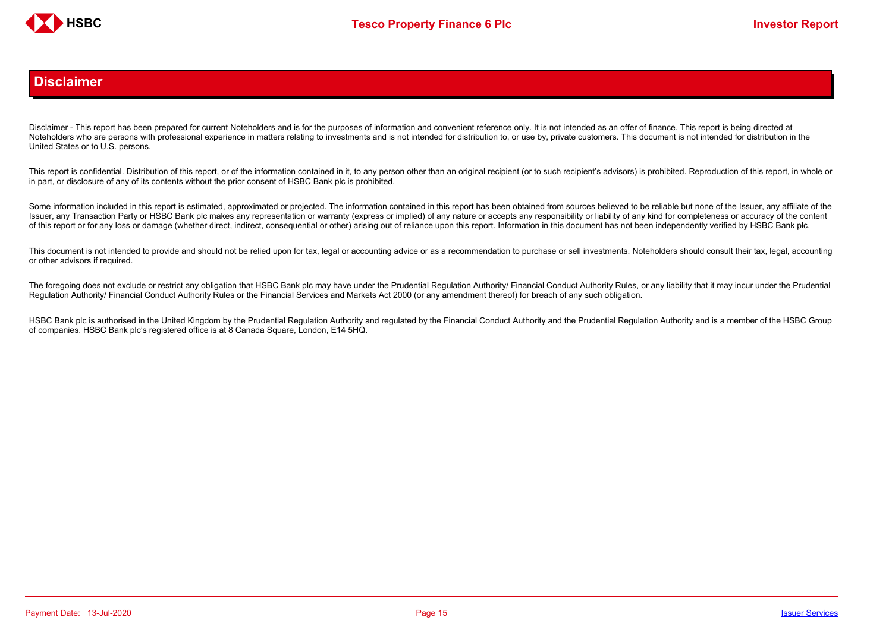## Disclaimer

Disclaimer - This report has been prepared for current Noteholders and is for the purposes of information and convenient reference only. It is not intended as an offer of finance. This report is being directed at Noteholders who are persons with professional experience in matters relating to investments and is not intended for distribution to, or use by, private customers. This document is not intended for distribution in the United States or to U.S. persons.

This report is confidential. Distribution of this report, or of the information contained in it, to any person other than an original recipient (or to such recipient's advisors) is prohibited. Reproduction of this report, in whole or in part, or disclosure of any of its contents without the prior consent of HSBC Bank plc is prohibited.

Some information included in this report is estimated, approximated or projected. The information contained in this report has been obtained from sources believed to be reliable but none of the Issuer, any affiliate of the Issuer, any Transaction Party or HSBC Bank plc makes any representation or warranty (express or implied) of any nature or accepts any responsibility or liability of any kind for completeness or accuracy of the content of this report or for any loss or damage (whether direct, indirect, consequential or other) arising out of reliance upon this report. Information in this document has not been independently verified by HSBC Bank plc.

This document is not intended to provide and should not be relied upon for tax, legal or accounting advice or as a recommendation to purchase or sell investments. Noteholders should consult their tax, legal, accounting or other advisors if required.

The foregoing does not exclude or restrict any obligation that HSBC Bank plc may have under the Prudential Regulation Authority/ Financial Conduct Authority Rules, or any liability that it may incur under the Prudential Regulation Authority/ Financial Conduct Authority Rules or the Financial Services and Markets Act 2000 (or any amendment thereof) for breach of any such obligation.

HSBC Bank plc is authorised in the United Kingdom by the Prudential Regulation Authority and regulated by the Financial Conduct Authority and the Prudential Regulation Authority and is a member of the HSBC Group of companies. HSBC Bank plc's registered office is at 8 Canada Square, London, E14 5HQ.